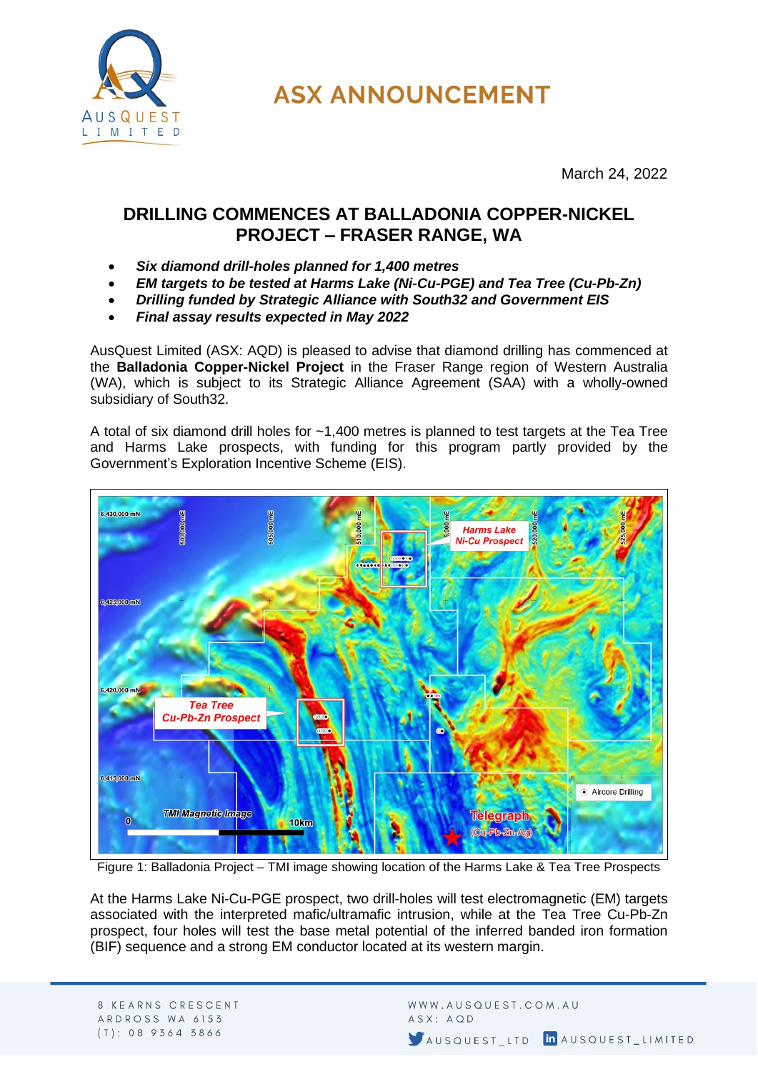# ASX ANNOUNCEMENT

March 24, 2022

## DRILLING COMMENCES AT BALLADONIA COPPER-NICKEL PROJECT – FRASER RANGE, WA

- ***Six diamond drill-holes planned for 1,400 metres***
- ***EM targets to be tested at Harms Lake (Ni-Cu-PGE) and Tea Tree (Cu-Pb-Zn)***
- ***Drilling funded by Strategic Alliance with South32 and Government EIS***
- ***Final assay results expected in May 2022***

AusQuest Limited (ASX: AQD) is pleased to advise that diamond drilling has commenced at the **Balladonia Copper-Nickel Project** in the Fraser Range region of Western Australia (WA), which is subject to its Strategic Alliance Agreement (SAA) with a wholly-owned subsidiary of South32.

A total of six diamond drill holes for ~1,400 metres is planned to test targets at the Tea Tree and Harms Lake prospects, with funding for this program partly provided by the Government's Exploration Incentive Scheme (EIS).

Figure 1: Balladonia Project – TMI image showing location of the Harms Lake & Tea Tree Prospects

At the Harms Lake Ni-Cu-PGE prospect, two drill-holes will test electromagnetic (EM) targets associated with the interpreted mafic/ultramafic intrusion, while at the Tea Tree Cu-Pb-Zn prospect, four holes will test the base metal potential of the inferred banded iron formation (BIF) sequence and a strong EM conductor located at its western margin.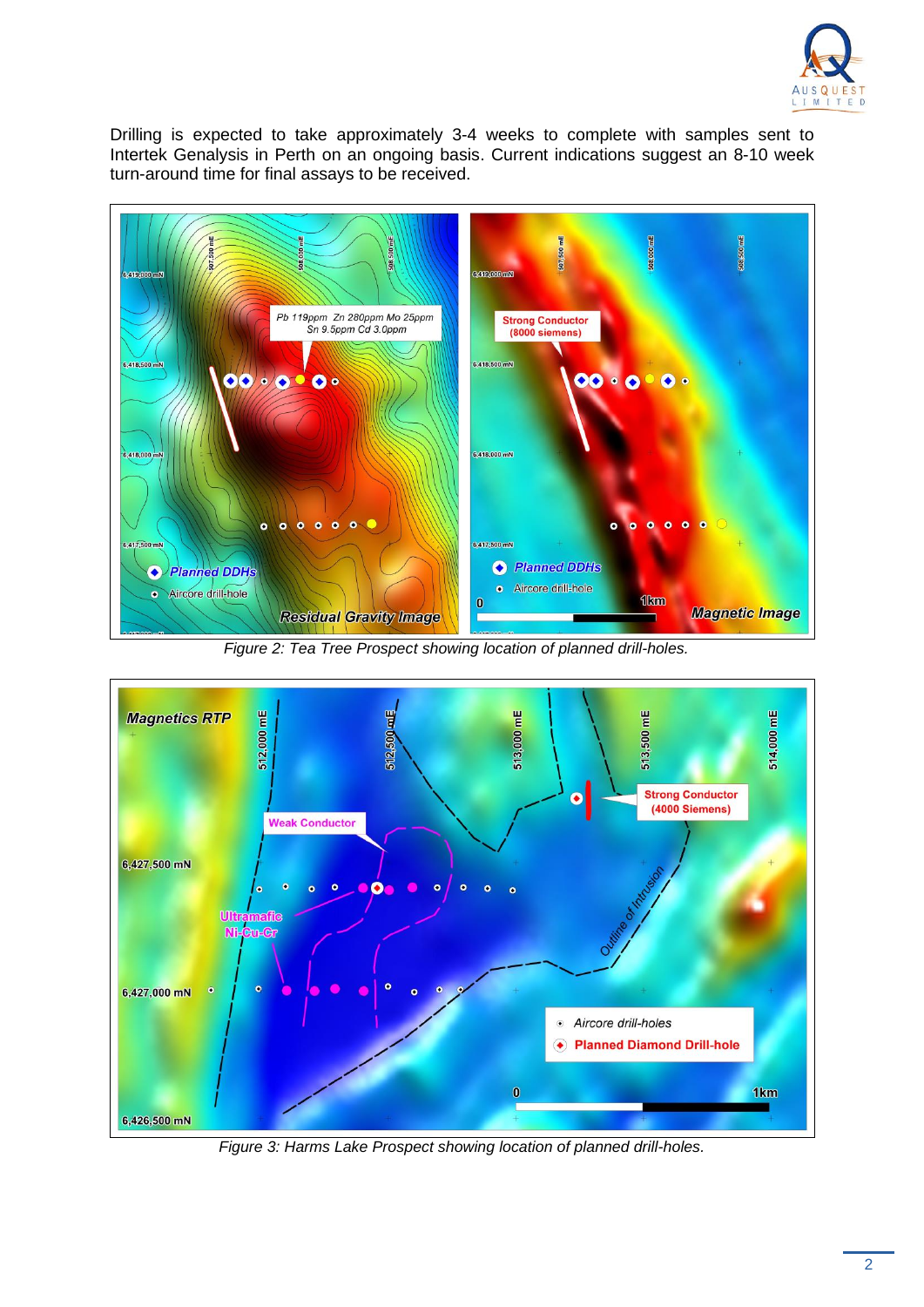Drilling is expected to take approximately 3-4 weeks to complete with samples sent to Intertek Genalysis in Perth on an ongoing basis. Current indications suggest an 8-10 week turn-around time for final assays to be received.

*Figure 2: Tea Tree Prospect showing location of planned drill-holes.*

*Figure 3: Harms Lake Prospect showing location of planned drill-holes.*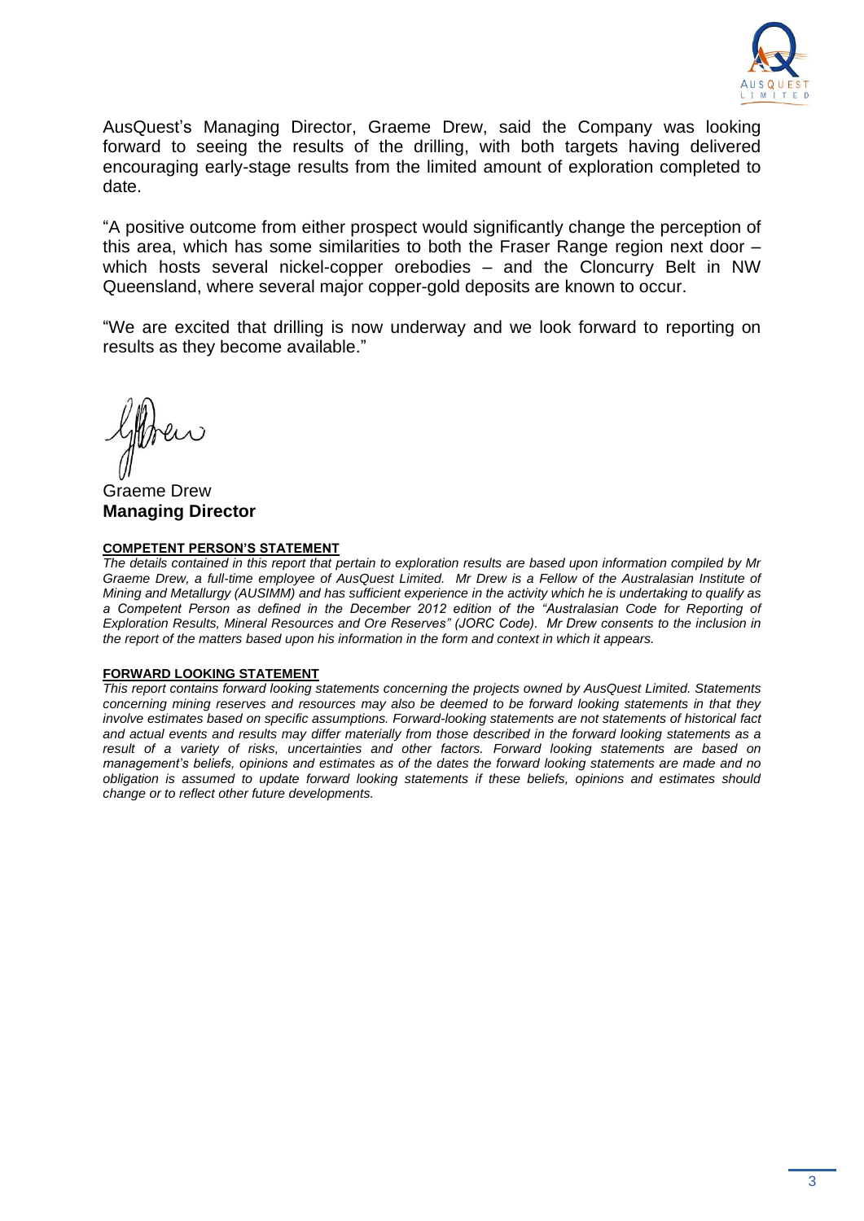AusQuest's Managing Director, Graeme Drew, said the Company was looking forward to seeing the results of the drilling, with both targets having delivered encouraging early-stage results from the limited amount of exploration completed to date.

"A positive outcome from either prospect would significantly change the perception of this area, which has some similarities to both the Fraser Range region next door – which hosts several nickel-copper orebodies – and the Cloncurry Belt in NW Queensland, where several major copper-gold deposits are known to occur.

"We are excited that drilling is now underway and we look forward to reporting on results as they become available."

Graeme Drew
**Managing Director**

**COMPETENT PERSON'S STATEMENT**

*The details contained in this report that pertain to exploration results are based upon information compiled by Mr Graeme Drew, a full-time employee of AusQuest Limited. Mr Drew is a Fellow of the Australasian Institute of Mining and Metallurgy (AUSIMM) and has sufficient experience in the activity which he is undertaking to qualify as a Competent Person as defined in the December 2012 edition of the "Australasian Code for Reporting of Exploration Results, Mineral Resources and Ore Reserves" (JORC Code). Mr Drew consents to the inclusion in the report of the matters based upon his information in the form and context in which it appears.*

**FORWARD LOOKING STATEMENT**

*This report contains forward looking statements concerning the projects owned by AusQuest Limited. Statements concerning mining reserves and resources may also be deemed to be forward looking statements in that they involve estimates based on specific assumptions. Forward-looking statements are not statements of historical fact and actual events and results may differ materially from those described in the forward looking statements as a result of a variety of risks, uncertainties and other factors. Forward looking statements are based on management's beliefs, opinions and estimates as of the dates the forward looking statements are made and no obligation is assumed to update forward looking statements if these beliefs, opinions and estimates should change or to reflect other future developments.*